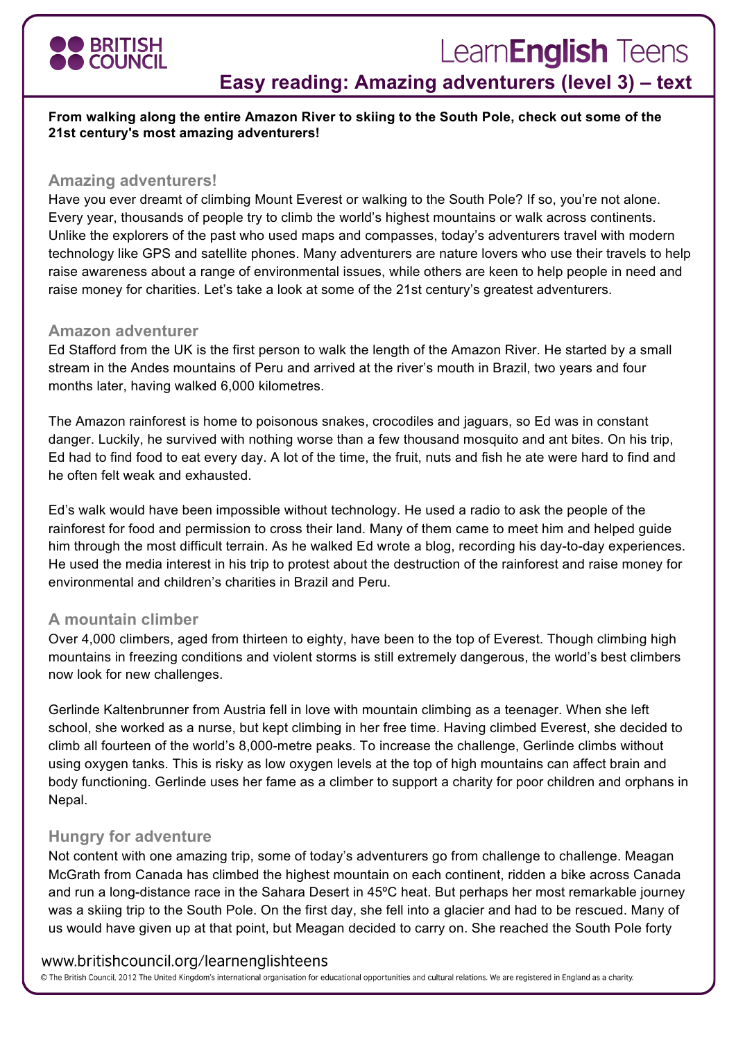# Easy reading: Amazing adventurers (level 3) – text

**From walking along the entire Amazon River to skiing to the South Pole, check out some of the 21st century's most amazing adventurers!**

## Amazing adventurers!

Have you ever dreamt of climbing Mount Everest or walking to the South Pole? If so, you're not alone. Every year, thousands of people try to climb the world's highest mountains or walk across continents. Unlike the explorers of the past who used maps and compasses, today's adventurers travel with modern technology like GPS and satellite phones. Many adventurers are nature lovers who use their travels to help raise awareness about a range of environmental issues, while others are keen to help people in need and raise money for charities. Let's take a look at some of the 21st century's greatest adventurers.

## Amazon adventurer

Ed Stafford from the UK is the first person to walk the length of the Amazon River. He started by a small stream in the Andes mountains of Peru and arrived at the river's mouth in Brazil, two years and four months later, having walked 6,000 kilometres.

The Amazon rainforest is home to poisonous snakes, crocodiles and jaguars, so Ed was in constant danger. Luckily, he survived with nothing worse than a few thousand mosquito and ant bites. On his trip, Ed had to find food to eat every day. A lot of the time, the fruit, nuts and fish he ate were hard to find and he often felt weak and exhausted.

Ed's walk would have been impossible without technology. He used a radio to ask the people of the rainforest for food and permission to cross their land. Many of them came to meet him and helped guide him through the most difficult terrain. As he walked Ed wrote a blog, recording his day-to-day experiences. He used the media interest in his trip to protest about the destruction of the rainforest and raise money for environmental and children's charities in Brazil and Peru.

## A mountain climber

Over 4,000 climbers, aged from thirteen to eighty, have been to the top of Everest. Though climbing high mountains in freezing conditions and violent storms is still extremely dangerous, the world's best climbers now look for new challenges.

Gerlinde Kaltenbrunner from Austria fell in love with mountain climbing as a teenager. When she left school, she worked as a nurse, but kept climbing in her free time. Having climbed Everest, she decided to climb all fourteen of the world's 8,000-metre peaks. To increase the challenge, Gerlinde climbs without using oxygen tanks. This is risky as low oxygen levels at the top of high mountains can affect brain and body functioning. Gerlinde uses her fame as a climber to support a charity for poor children and orphans in Nepal.

## Hungry for adventure

Not content with one amazing trip, some of today's adventurers go from challenge to challenge. Meagan McGrath from Canada has climbed the highest mountain on each continent, ridden a bike across Canada and run a long-distance race in the Sahara Desert in 45ºC heat. But perhaps her most remarkable journey was a skiing trip to the South Pole. On the first day, she fell into a glacier and had to be rescued. Many of us would have given up at that point, but Meagan decided to carry on. She reached the South Pole forty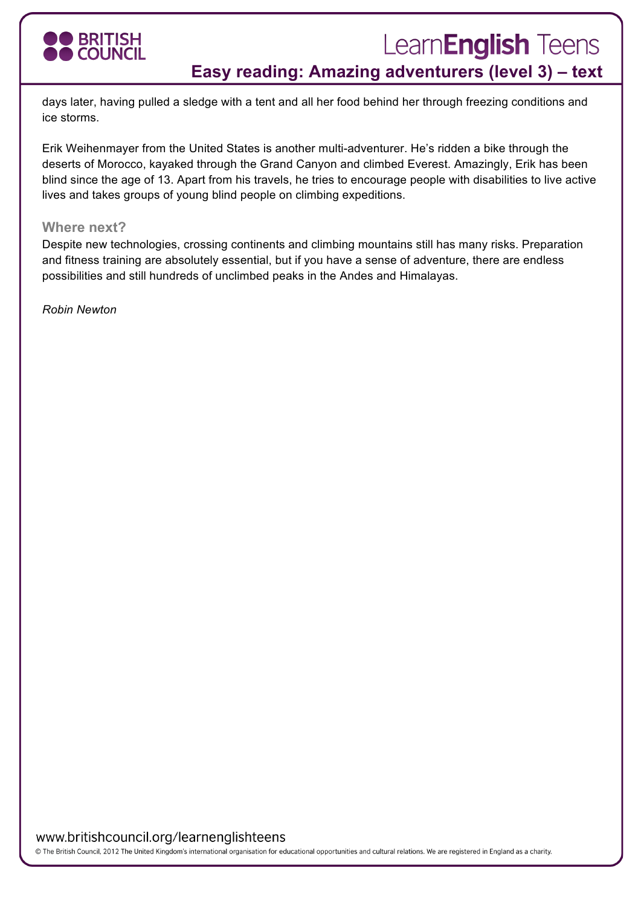days later, having pulled a sledge with a tent and all her food behind her through freezing conditions and ice storms.

Erik Weihenmayer from the United States is another multi-adventurer. He's ridden a bike through the deserts of Morocco, kayaked through the Grand Canyon and climbed Everest. Amazingly, Erik has been blind since the age of 13. Apart from his travels, he tries to encourage people with disabilities to live active lives and takes groups of young blind people on climbing expeditions.

### Where next?

Despite new technologies, crossing continents and climbing mountains still has many risks. Preparation and fitness training are absolutely essential, but if you have a sense of adventure, there are endless possibilities and still hundreds of unclimbed peaks in the Andes and Himalayas.

*Robin Newton*